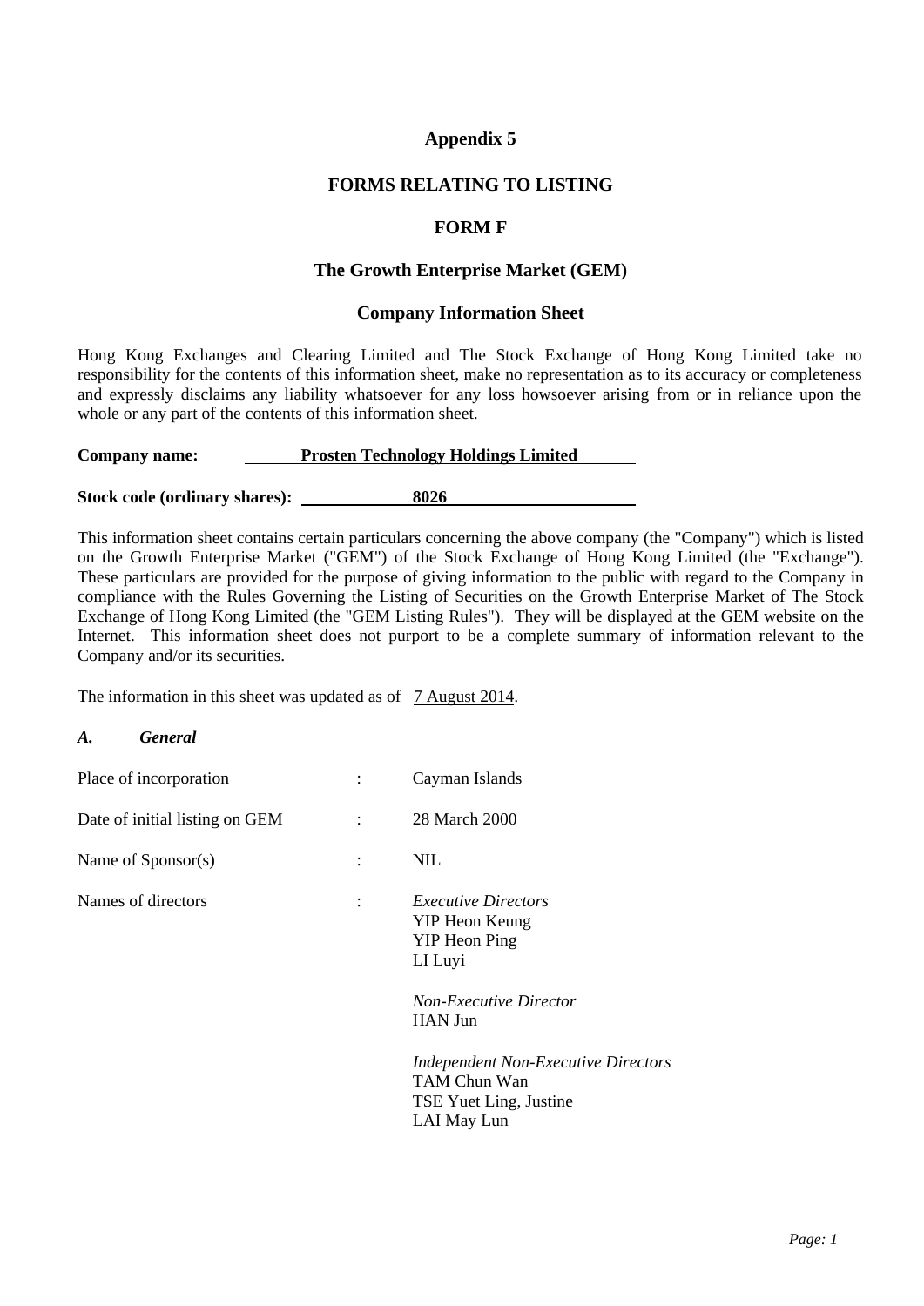# Appendix 5

## FORMS RELATING TO LISTING

## FORM F

## The Growth Enterprise Market (GEM)

## Company Information Sheet

Hong Kong Exchanges and Clearing Limited and The Stock Exchange of Hong Kong Limited take no responsibility for the contents of this information sheet, make no representation as to its accuracy or completeness and expressly disclaims any liability whatsoever for any loss howsoever arising from or in reliance upon the whole or any part of the contents of this information sheet.

**Company name:** **Prosten Technology Holdings Limited**

**Stock code (ordinary shares):** **8026**

This information sheet contains certain particulars concerning the above company (the "Company") which is listed on the Growth Enterprise Market ("GEM") of the Stock Exchange of Hong Kong Limited (the "Exchange"). These particulars are provided for the purpose of giving information to the public with regard to the Company in compliance with the Rules Governing the Listing of Securities on the Growth Enterprise Market of The Stock Exchange of Hong Kong Limited (the "GEM Listing Rules"). They will be displayed at the GEM website on the Internet. This information sheet does not purport to be a complete summary of information relevant to the Company and/or its securities.

The information in this sheet was updated as of 7 August 2014.

### *A. General*

| | | |
|---|---|---|
| Place of incorporation | : | Cayman Islands |
| Date of initial listing on GEM | : | 28 March 2000 |
| Name of Sponsor(s) | : | NIL |
| Names of directors | : | *Executive Directors*<br>YIP Heon Keung<br>YIP Heon Ping<br>LI Luyi<br><br>*Non-Executive Director*<br>HAN Jun<br><br>*Independent Non-Executive Directors*<br>TAM Chun Wan<br>TSE Yuet Ling, Justine<br>LAI May Lun |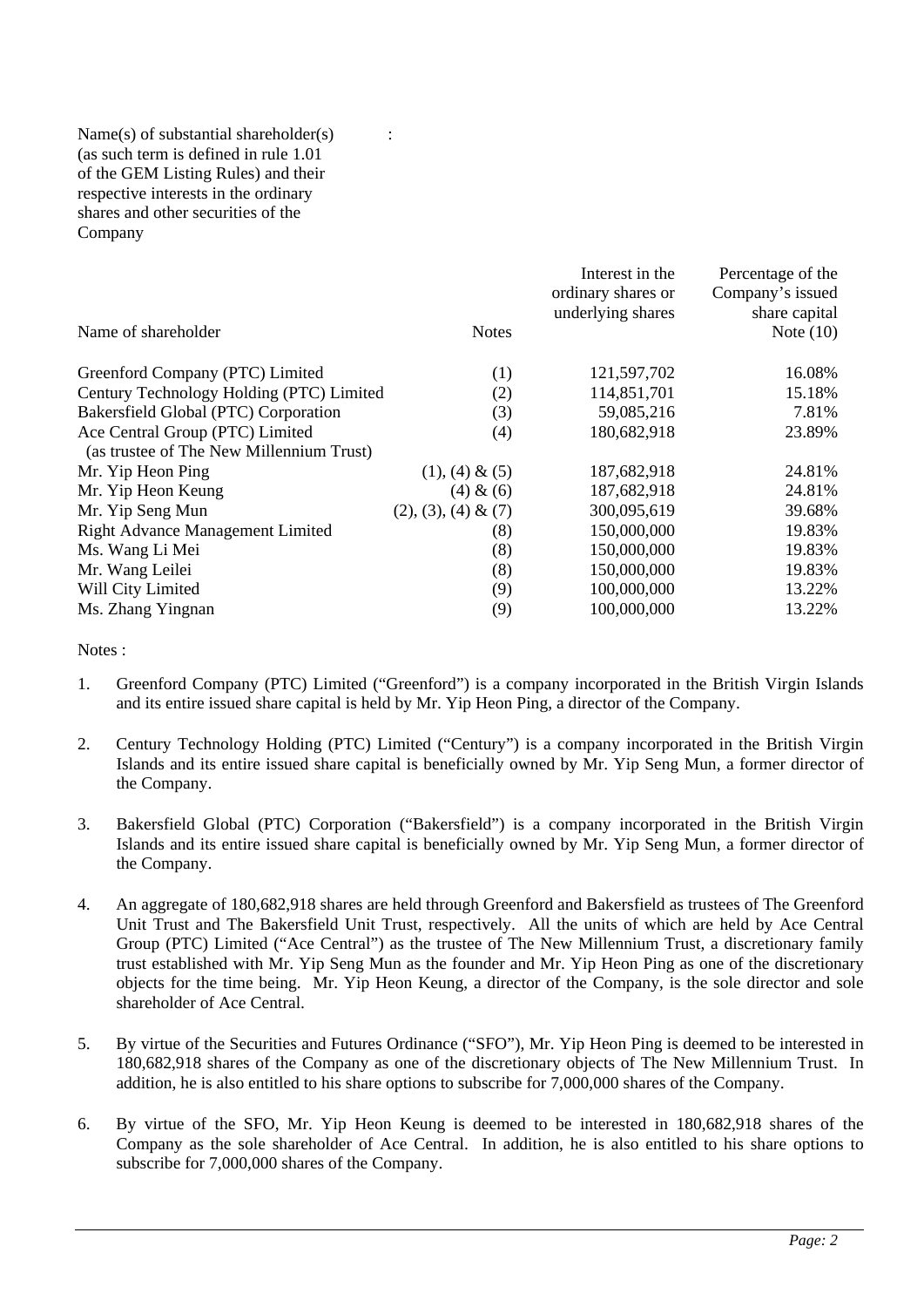Name(s) of substantial shareholder(s) (as such term is defined in rule 1.01 of the GEM Listing Rules) and their respective interests in the ordinary shares and other securities of the Company :

| Name of shareholder | Notes | Interest in the ordinary shares or underlying shares | Percentage of the Company's issued share capital Note (10) |
|---|---|---|---|
| Greenford Company (PTC) Limited | (1) | 121,597,702 | 16.08% |
| Century Technology Holding (PTC) Limited | (2) | 114,851,701 | 15.18% |
| Bakersfield Global (PTC) Corporation | (3) | 59,085,216 | 7.81% |
| Ace Central Group (PTC) Limited (as trustee of The New Millennium Trust) | (4) | 180,682,918 | 23.89% |
| Mr. Yip Heon Ping | (1), (4) & (5) | 187,682,918 | 24.81% |
| Mr. Yip Heon Keung | (4) & (6) | 187,682,918 | 24.81% |
| Mr. Yip Seng Mun | (2), (3), (4) & (7) | 300,095,619 | 39.68% |
| Right Advance Management Limited | (8) | 150,000,000 | 19.83% |
| Ms. Wang Li Mei | (8) | 150,000,000 | 19.83% |
| Mr. Wang Leilei | (8) | 150,000,000 | 19.83% |
| Will City Limited | (9) | 100,000,000 | 13.22% |
| Ms. Zhang Yingnan | (9) | 100,000,000 | 13.22% |

Notes :

1. Greenford Company (PTC) Limited ("Greenford") is a company incorporated in the British Virgin Islands and its entire issued share capital is held by Mr. Yip Heon Ping, a director of the Company.

2. Century Technology Holding (PTC) Limited ("Century") is a company incorporated in the British Virgin Islands and its entire issued share capital is beneficially owned by Mr. Yip Seng Mun, a former director of the Company.

3. Bakersfield Global (PTC) Corporation ("Bakersfield") is a company incorporated in the British Virgin Islands and its entire issued share capital is beneficially owned by Mr. Yip Seng Mun, a former director of the Company.

4. An aggregate of 180,682,918 shares are held through Greenford and Bakersfield as trustees of The Greenford Unit Trust and The Bakersfield Unit Trust, respectively. All the units of which are held by Ace Central Group (PTC) Limited ("Ace Central") as the trustee of The New Millennium Trust, a discretionary family trust established with Mr. Yip Seng Mun as the founder and Mr. Yip Heon Ping as one of the discretionary objects for the time being. Mr. Yip Heon Keung, a director of the Company, is the sole director and sole shareholder of Ace Central.

5. By virtue of the Securities and Futures Ordinance ("SFO"), Mr. Yip Heon Ping is deemed to be interested in 180,682,918 shares of the Company as one of the discretionary objects of The New Millennium Trust. In addition, he is also entitled to his share options to subscribe for 7,000,000 shares of the Company.

6. By virtue of the SFO, Mr. Yip Heon Keung is deemed to be interested in 180,682,918 shares of the Company as the sole shareholder of Ace Central. In addition, he is also entitled to his share options to subscribe for 7,000,000 shares of the Company.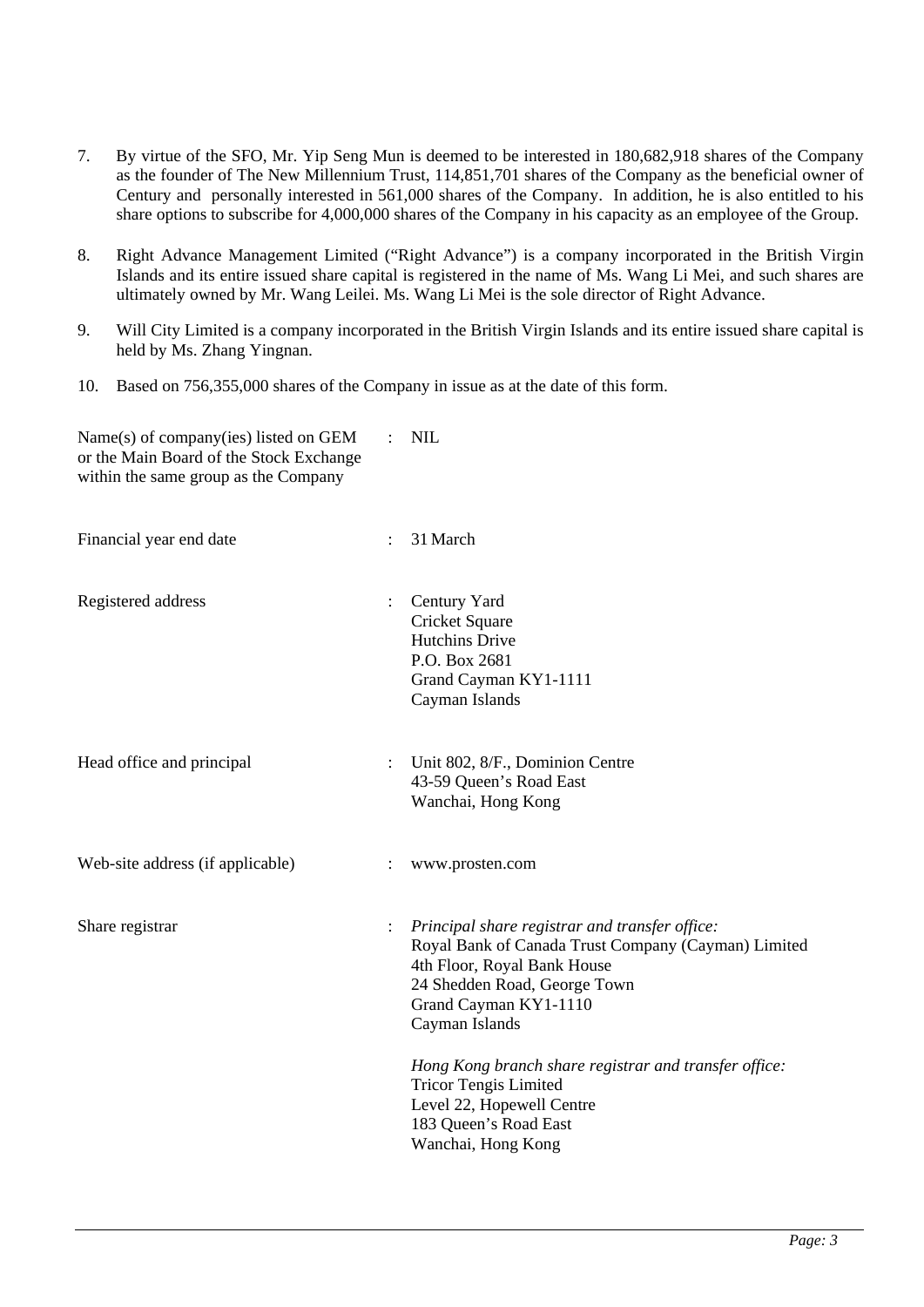7. By virtue of the SFO, Mr. Yip Seng Mun is deemed to be interested in 180,682,918 shares of the Company as the founder of The New Millennium Trust, 114,851,701 shares of the Company as the beneficial owner of Century and personally interested in 561,000 shares of the Company. In addition, he is also entitled to his share options to subscribe for 4,000,000 shares of the Company in his capacity as an employee of the Group.

8. Right Advance Management Limited ("Right Advance") is a company incorporated in the British Virgin Islands and its entire issued share capital is registered in the name of Ms. Wang Li Mei, and such shares are ultimately owned by Mr. Wang Leilei. Ms. Wang Li Mei is the sole director of Right Advance.

9. Will City Limited is a company incorporated in the British Virgin Islands and its entire issued share capital is held by Ms. Zhang Yingnan.

10. Based on 756,355,000 shares of the Company in issue as at the date of this form.

| | | |
|---|---|---|
| Name(s) of company(ies) listed on GEM or the Main Board of the Stock Exchange within the same group as the Company | : | NIL |
| Financial year end date | : | 31 March |
| Registered address | : | Century Yard<br>Cricket Square<br>Hutchins Drive<br>P.O. Box 2681<br>Grand Cayman KY1-1111<br>Cayman Islands |
| Head office and principal | : | Unit 802, 8/F., Dominion Centre<br>43-59 Queen's Road East<br>Wanchai, Hong Kong |
| Web-site address (if applicable) | : | www.prosten.com |
| Share registrar | : | *Principal share registrar and transfer office:*<br>Royal Bank of Canada Trust Company (Cayman) Limited<br>4th Floor, Royal Bank House<br>24 Shedden Road, George Town<br>Grand Cayman KY1-1110<br>Cayman Islands<br><br>*Hong Kong branch share registrar and transfer office:*<br>Tricor Tengis Limited<br>Level 22, Hopewell Centre<br>183 Queen's Road East<br>Wanchai, Hong Kong |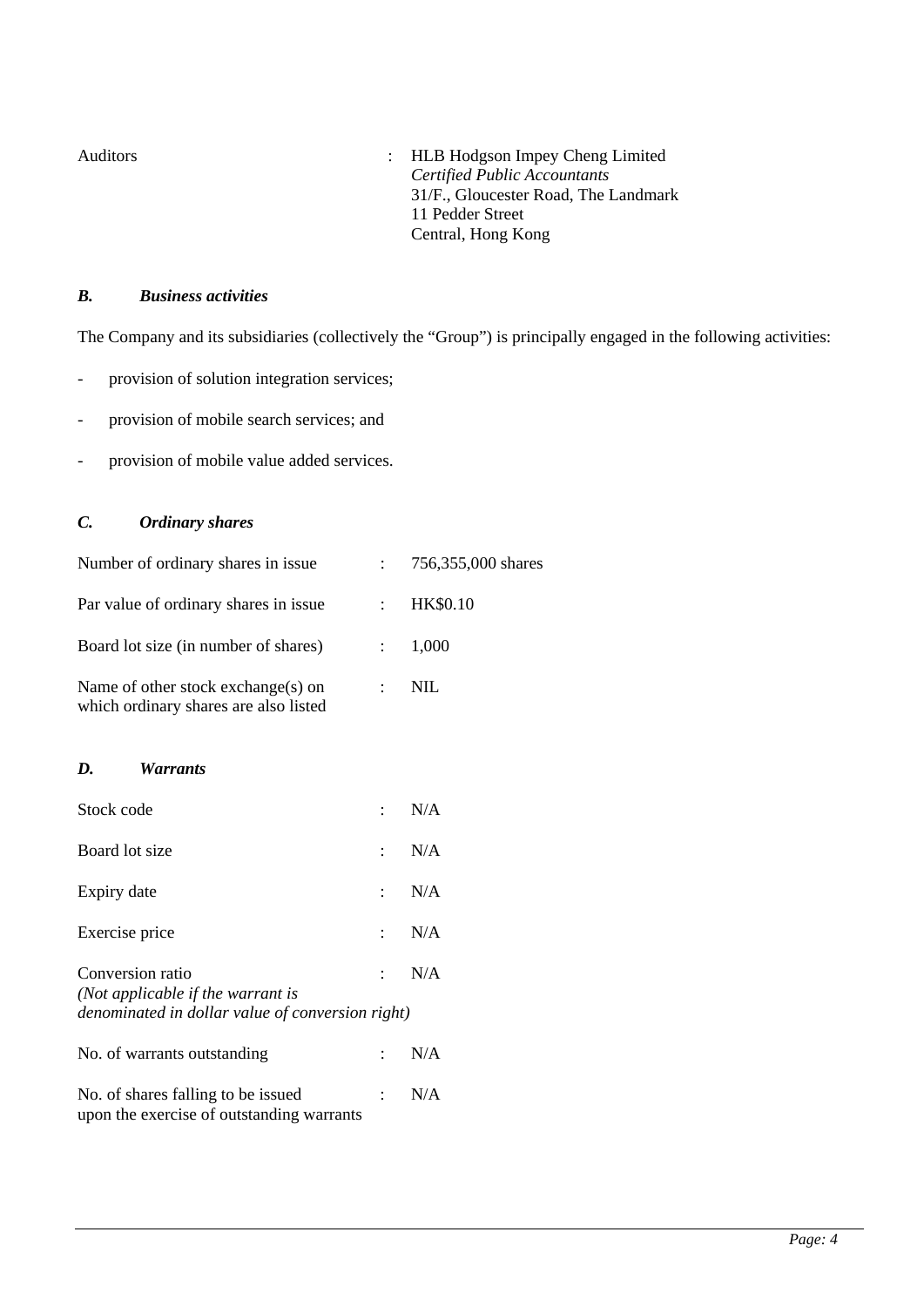| | | |
|---|---|---|
| Auditors | : | HLB Hodgson Impey Cheng Limited<br>*Certified Public Accountants*<br>31/F., Gloucester Road, The Landmark<br>11 Pedder Street<br>Central, Hong Kong |

### *B. Business activities*

The Company and its subsidiaries (collectively the "Group") is principally engaged in the following activities:

- provision of solution integration services;
- provision of mobile search services; and
- provision of mobile value added services.

### *C. Ordinary shares*

| | | |
|---|---|---|
| Number of ordinary shares in issue | : | 756,355,000 shares |
| Par value of ordinary shares in issue | : | HK$0.10 |
| Board lot size (in number of shares) | : | 1,000 |
| Name of other stock exchange(s) on which ordinary shares are also listed | : | NIL |

### *D. Warrants*

| | | |
|---|---|---|
| Stock code | : | N/A |
| Board lot size | : | N/A |
| Expiry date | : | N/A |
| Exercise price | : | N/A |
| Conversion ratio<br>*(Not applicable if the warrant is denominated in dollar value of conversion right)* | : | N/A |
| No. of warrants outstanding | : | N/A |
| No. of shares falling to be issued upon the exercise of outstanding warrants | : | N/A |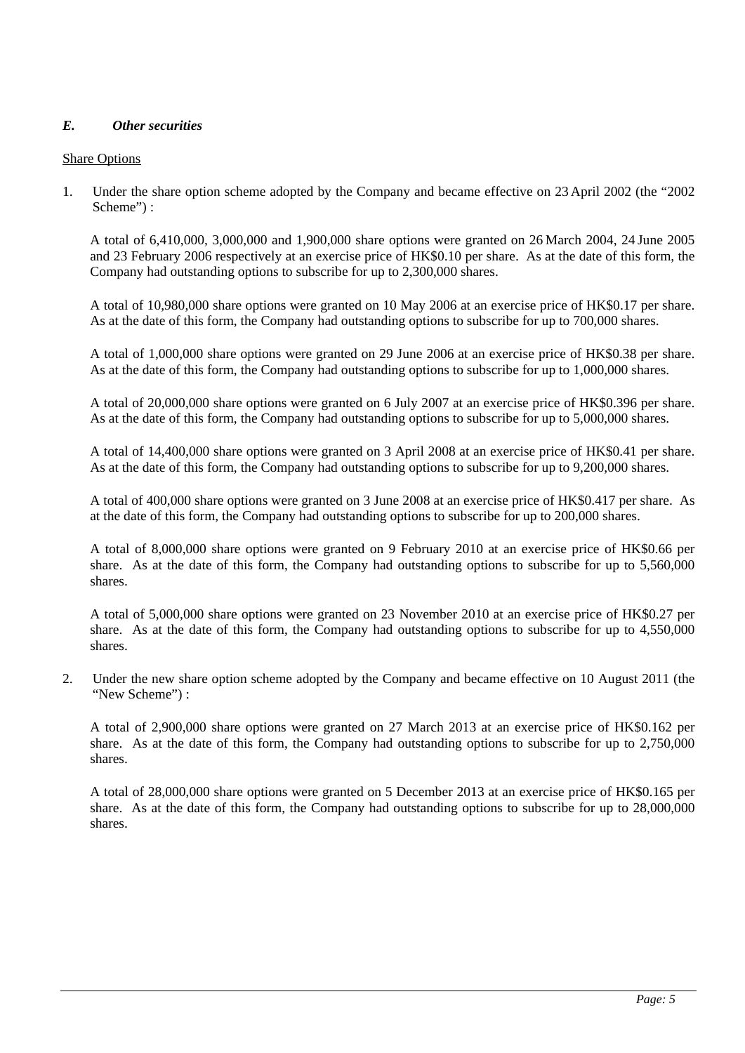## *E. Other securities*

Share Options

1. Under the share option scheme adopted by the Company and became effective on 23 April 2002 (the "2002 Scheme") :

   A total of 6,410,000, 3,000,000 and 1,900,000 share options were granted on 26 March 2004, 24 June 2005 and 23 February 2006 respectively at an exercise price of HK$0.10 per share. As at the date of this form, the Company had outstanding options to subscribe for up to 2,300,000 shares.

   A total of 10,980,000 share options were granted on 10 May 2006 at an exercise price of HK$0.17 per share. As at the date of this form, the Company had outstanding options to subscribe for up to 700,000 shares.

   A total of 1,000,000 share options were granted on 29 June 2006 at an exercise price of HK$0.38 per share. As at the date of this form, the Company had outstanding options to subscribe for up to 1,000,000 shares.

   A total of 20,000,000 share options were granted on 6 July 2007 at an exercise price of HK$0.396 per share. As at the date of this form, the Company had outstanding options to subscribe for up to 5,000,000 shares.

   A total of 14,400,000 share options were granted on 3 April 2008 at an exercise price of HK$0.41 per share. As at the date of this form, the Company had outstanding options to subscribe for up to 9,200,000 shares.

   A total of 400,000 share options were granted on 3 June 2008 at an exercise price of HK$0.417 per share. As at the date of this form, the Company had outstanding options to subscribe for up to 200,000 shares.

   A total of 8,000,000 share options were granted on 9 February 2010 at an exercise price of HK$0.66 per share. As at the date of this form, the Company had outstanding options to subscribe for up to 5,560,000 shares.

   A total of 5,000,000 share options were granted on 23 November 2010 at an exercise price of HK$0.27 per share. As at the date of this form, the Company had outstanding options to subscribe for up to 4,550,000 shares.

2. Under the new share option scheme adopted by the Company and became effective on 10 August 2011 (the "New Scheme") :

   A total of 2,900,000 share options were granted on 27 March 2013 at an exercise price of HK$0.162 per share. As at the date of this form, the Company had outstanding options to subscribe for up to 2,750,000 shares.

   A total of 28,000,000 share options were granted on 5 December 2013 at an exercise price of HK$0.165 per share. As at the date of this form, the Company had outstanding options to subscribe for up to 28,000,000 shares.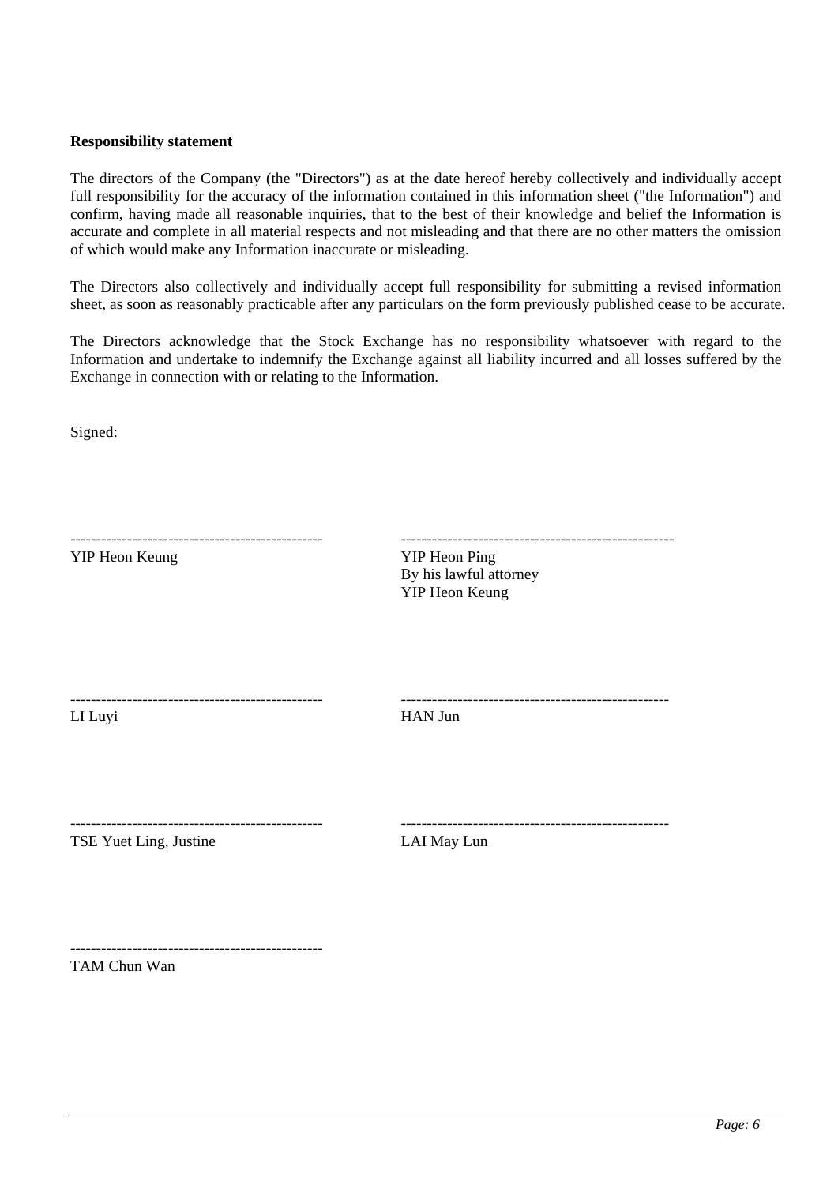**Responsibility statement**

The directors of the Company (the "Directors") as at the date hereof hereby collectively and individually accept full responsibility for the accuracy of the information contained in this information sheet ("the Information") and confirm, having made all reasonable inquiries, that to the best of their knowledge and belief the Information is accurate and complete in all material respects and not misleading and that there are no other matters the omission of which would make any Information inaccurate or misleading.

The Directors also collectively and individually accept full responsibility for submitting a revised information sheet, as soon as reasonably practicable after any particulars on the form previously published cease to be accurate.

The Directors acknowledge that the Stock Exchange has no responsibility whatsoever with regard to the Information and undertake to indemnify the Exchange against all liability incurred and all losses suffered by the Exchange in connection with or relating to the Information.

Signed:

------------------------------------------------
YIP Heon Keung

------------------------------------------------
YIP Heon Ping
By his lawful attorney
YIP Heon Keung

------------------------------------------------
LI Luyi

------------------------------------------------
HAN Jun

------------------------------------------------
TSE Yuet Ling, Justine

------------------------------------------------
LAI May Lun

------------------------------------------------
TAM Chun Wan